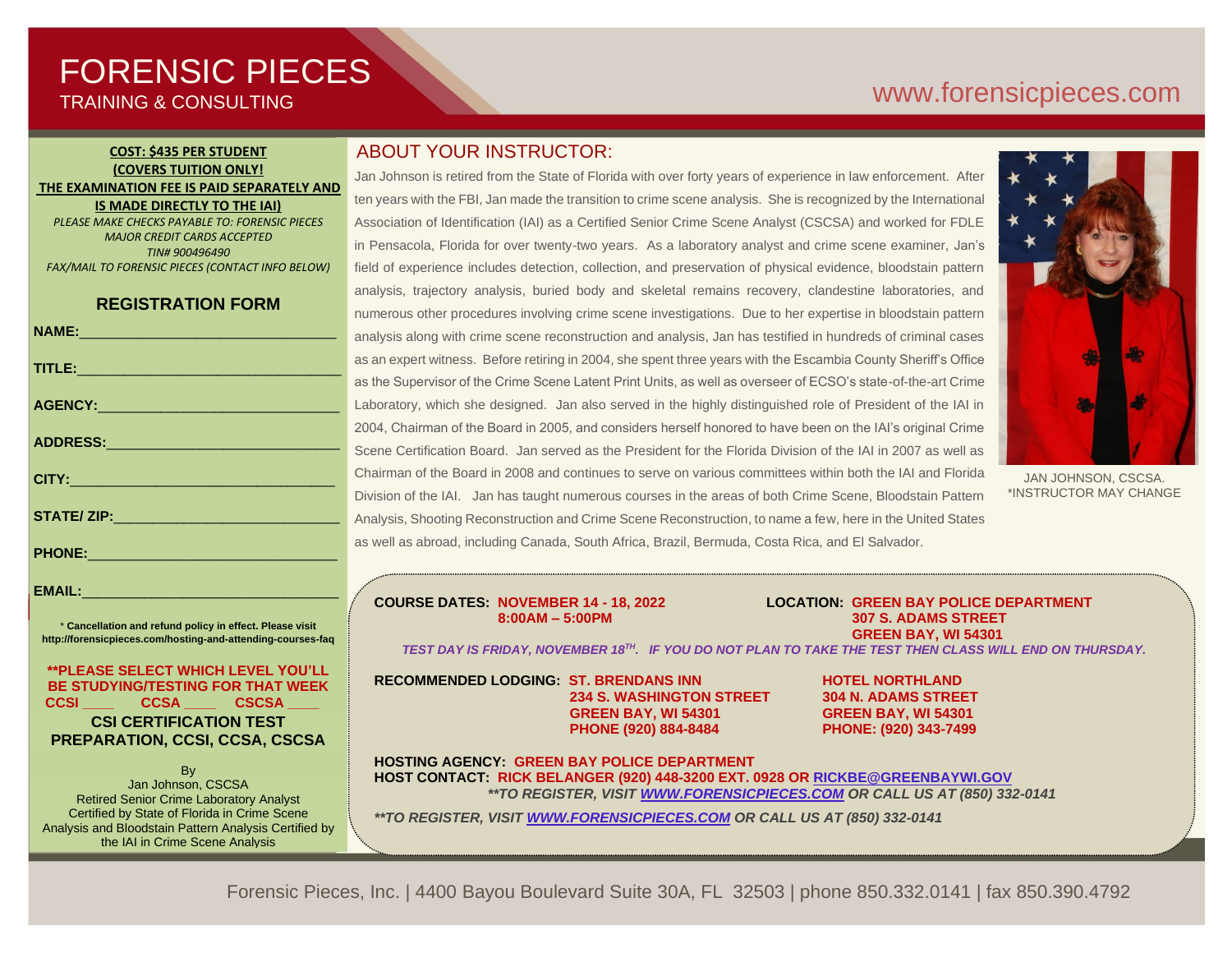# FORENSIC PIECES

TRAINING & CONSULTING

www.forensicpieces.com

**COST: $435 PER STUDENT**
**(COVERS TUITION ONLY!**
**THE EXAMINATION FEE IS PAID SEPARATELY AND IS MADE DIRECTLY TO THE IAI)**

*PLEASE MAKE CHECKS PAYABLE TO: FORENSIC PIECES*
*MAJOR CREDIT CARDS ACCEPTED*
*TIN# 900496490*
*FAX/MAIL TO FORENSIC PIECES (CONTACT INFO BELOW)*

## REGISTRATION FORM

**NAME:**_________________________________

**TITLE:**_________________________________

**AGENCY:**_________________________________

**ADDRESS:**_________________________________

**CITY:**_________________________________

**STATE/ ZIP:**_________________________________

**PHONE:**_________________________________

**EMAIL:**_________________________________

* **Cancellation and refund policy in effect. Please visit http://forensicpieces.com/hosting-and-attending-courses-faq**

**\*\*PLEASE SELECT WHICH LEVEL YOU'LL BE STUDYING/TESTING FOR THAT WEEK**
**CCSI ____ CCSA ____ CSCSA ____**

**CSI CERTIFICATION TEST PREPARATION, CCSI, CCSA, CSCSA**

By
Jan Johnson, CSCSA
Retired Senior Crime Laboratory Analyst
Certified by State of Florida in Crime Scene Analysis and Bloodstain Pattern Analysis Certified by the IAI in Crime Scene Analysis

## ABOUT YOUR INSTRUCTOR:

Jan Johnson is retired from the State of Florida with over forty years of experience in law enforcement. After ten years with the FBI, Jan made the transition to crime scene analysis. She is recognized by the International Association of Identification (IAI) as a Certified Senior Crime Scene Analyst (CSCSA) and worked for FDLE in Pensacola, Florida for over twenty-two years. As a laboratory analyst and crime scene examiner, Jan's field of experience includes detection, collection, and preservation of physical evidence, bloodstain pattern analysis, trajectory analysis, buried body and skeletal remains recovery, clandestine laboratories, and numerous other procedures involving crime scene investigations. Due to her expertise in bloodstain pattern analysis along with crime scene reconstruction and analysis, Jan has testified in hundreds of criminal cases as an expert witness. Before retiring in 2004, she spent three years with the Escambia County Sheriff's Office as the Supervisor of the Crime Scene Latent Print Units, as well as overseer of ECSO's state-of-the-art Crime Laboratory, which she designed. Jan also served in the highly distinguished role of President of the IAI in 2004, Chairman of the Board in 2005, and considers herself honored to have been on the IAI's original Crime Scene Certification Board. Jan served as the President for the Florida Division of the IAI in 2007 as well as Chairman of the Board in 2008 and continues to serve on various committees within both the IAI and Florida Division of the IAI. Jan has taught numerous courses in the areas of both Crime Scene, Bloodstain Pattern Analysis, Shooting Reconstruction and Crime Scene Reconstruction, to name a few, here in the United States as well as abroad, including Canada, South Africa, Brazil, Bermuda, Costa Rica, and El Salvador.

JAN JOHNSON, CSCSA.
*INSTRUCTOR MAY CHANGE

**COURSE DATES:** **NOVEMBER 14 - 18, 2022**
**8:00AM – 5:00PM**

**LOCATION:** **GREEN BAY POLICE DEPARTMENT**
**307 S. ADAMS STREET**
**GREEN BAY, WI 54301**

***TEST DAY IS FRIDAY, NOVEMBER 18TH. IF YOU DO NOT PLAN TO TAKE THE TEST THEN CLASS WILL END ON THURSDAY.***

**RECOMMENDED LODGING:**

**ST. BRENDANS INN**
**234 S. WASHINGTON STREET**
**GREEN BAY, WI 54301**
**PHONE (920) 884-8484**

**HOTEL NORTHLAND**
**304 N. ADAMS STREET**
**GREEN BAY, WI 54301**
**PHONE: (920) 343-7499**

**HOSTING AGENCY:** **GREEN BAY POLICE DEPARTMENT**
**HOST CONTACT:** **RICK BELANGER (920) 448-3200 EXT. 0928 OR RICKBE@GREENBAYWI.GOV**

***\*\*TO REGISTER, VISIT WWW.FORENSICPIECES.COM OR CALL US AT (850) 332-0141***

***\*\*TO REGISTER, VISIT WWW.FORENSICPIECES.COM OR CALL US AT (850) 332-0141***

Forensic Pieces, Inc. | 4400 Bayou Boulevard Suite 30A, FL 32503 | phone 850.332.0141 | fax 850.390.4792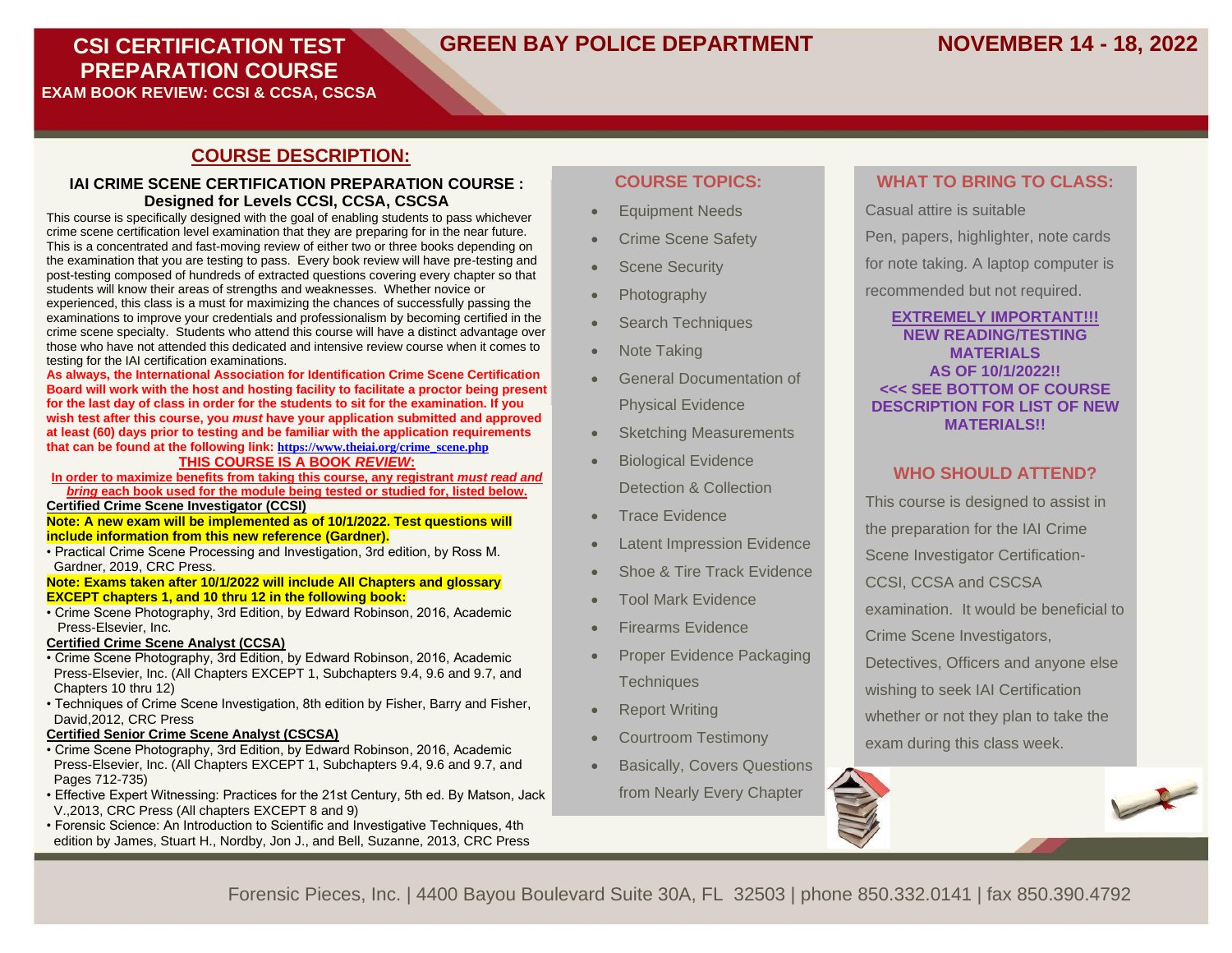# CSI CERTIFICATION TEST PREPARATION COURSE

**EXAM BOOK REVIEW: CCSI & CCSA, CSCSA**

## GREEN BAY POLICE DEPARTMENT

## NOVEMBER 14 - 18, 2022

## COURSE DESCRIPTION:

### IAI CRIME SCENE CERTIFICATION PREPARATION COURSE : Designed for Levels CCSI, CCSA, CSCSA

This course is specifically designed with the goal of enabling students to pass whichever crime scene certification level examination that they are preparing for in the near future. This is a concentrated and fast-moving review of either two or three books depending on the examination that you are testing to pass. Every book review will have pre-testing and post-testing composed of hundreds of extracted questions covering every chapter so that students will know their areas of strengths and weaknesses. Whether novice or experienced, this class is a must for maximizing the chances of successfully passing the examinations to improve your credentials and professionalism by becoming certified in the crime scene specialty. Students who attend this course will have a distinct advantage over those who have not attended this dedicated and intensive review course when it comes to testing for the IAI certification examinations.

**As always, the International Association for Identification Crime Scene Certification Board will work with the host and hosting facility to facilitate a proctor being present for the last day of class in order for the students to sit for the examination. If you wish test after this course, you *must* have your application submitted and approved at least (60) days prior to testing and be familiar with the application requirements that can be found at the following link: https://www.theiai.org/crime_scene.php**

**THIS COURSE IS A BOOK *REVIEW*:**

**In order to maximize benefits from taking this course, any registrant *must read and bring* each book used for the module being tested or studied for, listed below.**

**Certified Crime Scene Investigator (CCSI)**

**Note: A new exam will be implemented as of 10/1/2022. Test questions will include information from this new reference (Gardner).**

- Practical Crime Scene Processing and Investigation, 3rd edition, by Ross M. Gardner, 2019, CRC Press.

**Note: Exams taken after 10/1/2022 will include All Chapters and glossary EXCEPT chapters 1, and 10 thru 12 in the following book:**

- Crime Scene Photography, 3rd Edition, by Edward Robinson, 2016, Academic Press-Elsevier, Inc.

**Certified Crime Scene Analyst (CCSA)**

- Crime Scene Photography, 3rd Edition, by Edward Robinson, 2016, Academic Press-Elsevier, Inc. (All Chapters EXCEPT 1, Subchapters 9.4, 9.6 and 9.7, and Chapters 10 thru 12)
- Techniques of Crime Scene Investigation, 8th edition by Fisher, Barry and Fisher, David,2012, CRC Press

**Certified Senior Crime Scene Analyst (CSCSA)**

- Crime Scene Photography, 3rd Edition, by Edward Robinson, 2016, Academic Press-Elsevier, Inc. (All Chapters EXCEPT 1, Subchapters 9.4, 9.6 and 9.7, and Pages 712-735)
- Effective Expert Witnessing: Practices for the 21st Century, 5th ed. By Matson, Jack V.,2013, CRC Press (All chapters EXCEPT 8 and 9)
- Forensic Science: An Introduction to Scientific and Investigative Techniques, 4th edition by James, Stuart H., Nordby, Jon J., and Bell, Suzanne, 2013, CRC Press

## COURSE TOPICS:

- Equipment Needs
- Crime Scene Safety
- Scene Security
- Photography
- Search Techniques
- Note Taking
- General Documentation of Physical Evidence
- Sketching Measurements
- Biological Evidence Detection & Collection
- Trace Evidence
- Latent Impression Evidence
- Shoe & Tire Track Evidence
- Tool Mark Evidence
- Firearms Evidence
- Proper Evidence Packaging Techniques
- Report Writing
- Courtroom Testimony
- Basically, Covers Questions from Nearly Every Chapter

## WHAT TO BRING TO CLASS:

Casual attire is suitable

Pen, papers, highlighter, note cards for note taking. A laptop computer is recommended but not required.

**EXTREMELY IMPORTANT!!!**
**NEW READING/TESTING MATERIALS AS OF 10/1/2022!!**
**<<< SEE BOTTOM OF COURSE DESCRIPTION FOR LIST OF NEW MATERIALS!!**

## WHO SHOULD ATTEND?

This course is designed to assist in the preparation for the IAI Crime Scene Investigator Certification-CCSI, CCSA and CSCSA examination. It would be beneficial to Crime Scene Investigators, Detectives, Officers and anyone else wishing to seek IAI Certification whether or not they plan to take the exam during this class week.

Forensic Pieces, Inc. | 4400 Bayou Boulevard Suite 30A, FL 32503 | phone 850.332.0141 | fax 850.390.4792